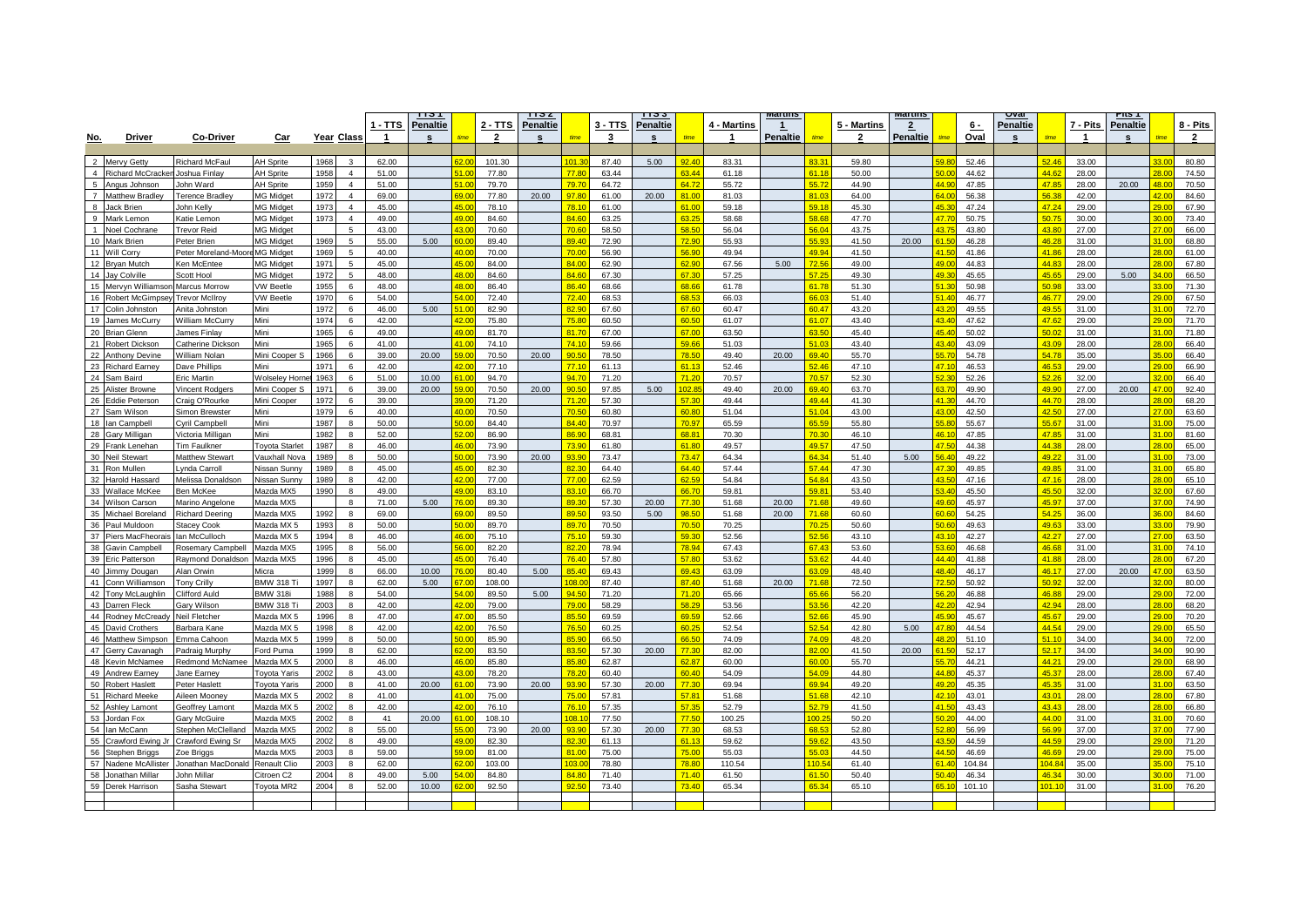| No. | Driver | Co-Driver | Car | Year | Class | 1 - TTS 1 | TTS 1 Penalties | time | 2 - TTS 2 | TTS 2 Penalties | time | 3 - TTS 3 | TTS 3 Penalties | time | 4 - Martins 1 | Martins 1 Penalties | time | 5 - Martins 2 | Martins 2 Penalties | time | 6 - Oval | Oval Penalties | time | 7 - Pits 1 | Pits 1 Penalties | time | 8 - Pits 2 |
|---|---|---|---|---|---|---|---|---|---|---|---|---|---|---|---|---|---|---|---|---|---|---|---|---|---|---|---|
| 2 | Mervy Getty | Richard McFaul | AH Sprite | 1968 | 3 | 62.00 | | 62.00 | 101.30 | | 101.30 | 87.40 | 5.00 | 92.40 | 83.31 | | 83.31 | 59.80 | | 59.80 | 52.46 | | 52.46 | 33.00 | | 33.00 | 80.80 |
| 4 | Richard McCracken | Joshua Finlay | AH Sprite | 1958 | 4 | 51.00 | | 51.00 | 77.80 | | 77.80 | 63.44 | | 63.44 | 61.18 | | 61.18 | 50.00 | | 50.00 | 44.62 | | 44.62 | 28.00 | | 28.00 | 74.50 |
| 5 | Angus Johnson | John Ward | AH Sprite | 1959 | 4 | 51.00 | | 51.00 | 79.70 | | 79.70 | 64.72 | | 64.72 | 55.72 | | 55.72 | 44.90 | | 44.90 | 47.85 | | 47.85 | 28.00 | 20.00 | 48.00 | 70.50 |
| 7 | Matthew Bradley | Terence Bradley | MG Midget | 1972 | 4 | 69.00 | | 69.00 | 77.80 | 20.00 | 97.80 | 61.00 | 20.00 | 81.00 | 81.03 | | 81.03 | 64.00 | | 64.00 | 56.38 | | 56.38 | 42.00 | | 42.00 | 84.60 |
| 8 | Jack Brien | John Kelly | MG Midget | 1973 | 4 | 45.00 | | 45.00 | 78.10 | | 78.10 | 61.00 | | 61.00 | 59.18 | | 59.18 | 45.30 | | 45.30 | 47.24 | | 47.24 | 29.00 | | 29.00 | 67.90 |
| 9 | Mark Lemon | Katie Lemon | MG Midget | 1973 | 4 | 49.00 | | 49.00 | 84.60 | | 84.60 | 63.25 | | 63.25 | 58.68 | | 58.68 | 47.70 | | 47.70 | 50.75 | | 50.75 | 30.00 | | 30.00 | 73.40 |
| 1 | Noel Cochrane | Trevor Reid | MG Midget | | 5 | 43.00 | | 43.00 | 70.60 | | 70.60 | 58.50 | | 58.50 | 56.04 | | 56.04 | 43.75 | | 43.75 | 43.80 | | 43.80 | 27.00 | | 27.00 | 66.00 |
| 10 | Mark Brien | Peter Brien | MG Midget | 1969 | 5 | 55.00 | 5.00 | 60.00 | 89.40 | | 89.40 | 72.90 | | 72.90 | 55.93 | | 55.93 | 41.50 | 20.00 | 61.50 | 46.28 | | 46.28 | 31.00 | | 31.00 | 68.80 |
| 11 | Will Corry | Peter Moreland-Moore | MG Midget | 1969 | 5 | 40.00 | | 40.00 | 70.00 | | 70.00 | 56.90 | | 56.90 | 49.94 | | 49.94 | 41.50 | | 41.50 | 41.86 | | 41.86 | 28.00 | | 28.00 | 61.00 |
| 12 | Bryan Mutch | Ken McEntee | MG Midget | 1971 | 5 | 45.00 | | 45.00 | 84.00 | | 84.00 | 62.90 | | 62.90 | 67.56 | 5.00 | 72.56 | 49.00 | | 49.00 | 44.83 | | 44.83 | 28.00 | | 28.00 | 67.80 |
| 14 | Jay Colville | Scott Hool | MG Midget | 1972 | 5 | 48.00 | | 48.00 | 84.60 | | 84.60 | 67.30 | | 67.30 | 57.25 | | 57.25 | 49.30 | | 49.30 | 45.65 | | 45.65 | 29.00 | 5.00 | 34.00 | 66.50 |
| 15 | Mervyn Williamson | Marcus Morrow | VW Beetle | 1955 | 6 | 48.00 | | 48.00 | 86.40 | | 86.40 | 68.66 | | 68.66 | 61.78 | | 61.78 | 51.30 | | 51.30 | 50.98 | | 50.98 | 33.00 | | 33.00 | 71.30 |
| 16 | Robert McGimpsey | Trevor McIlroy | VW Beetle | 1970 | 6 | 54.00 | | 54.00 | 72.40 | | 72.40 | 68.53 | | 68.53 | 66.03 | | 66.03 | 51.40 | | 51.40 | 46.77 | | 46.77 | 29.00 | | 29.00 | 67.50 |
| 17 | Colin Johnston | Anita Johnston | Mini | 1972 | 6 | 46.00 | 5.00 | 51.00 | 82.90 | | 82.90 | 67.60 | | 67.60 | 60.47 | | 60.47 | 43.20 | | 43.20 | 49.55 | | 49.55 | 31.00 | | 31.00 | 72.70 |
| 19 | James McCurry | William McCurry | Mini | 1974 | 6 | 42.00 | | 42.00 | 75.80 | | 75.80 | 60.50 | | 60.50 | 61.07 | | 61.07 | 43.40 | | 43.40 | 47.62 | | 47.62 | 29.00 | | 29.00 | 71.70 |
| 20 | Brian Glenn | James Finlay | Mini | 1965 | 6 | 49.00 | | 49.00 | 81.70 | | 81.70 | 67.00 | | 67.00 | 63.50 | | 63.50 | 45.40 | | 45.40 | 50.02 | | 50.02 | 31.00 | | 31.00 | 71.80 |
| 21 | Robert Dickson | Catherine Dickson | Mini | 1965 | 6 | 41.00 | | 41.00 | 74.10 | | 74.10 | 59.66 | | 59.66 | 51.03 | | 51.03 | 43.40 | | 43.40 | 43.09 | | 43.09 | 28.00 | | 28.00 | 66.40 |
| 22 | Anthony Devine | William Nolan | Mini Cooper S | 1966 | 6 | 39.00 | 20.00 | 59.00 | 70.50 | 20.00 | 90.50 | 78.50 | | 78.50 | 49.40 | 20.00 | 69.40 | 55.70 | | 55.70 | 54.78 | | 54.78 | 35.00 | | 35.00 | 66.40 |
| 23 | Richard Earney | Dave Phillips | Mini | 1971 | 6 | 42.00 | | 42.00 | 77.10 | | 77.10 | 61.13 | | 61.13 | 52.46 | | 52.46 | 47.10 | | 47.10 | 46.53 | | 46.53 | 29.00 | | 29.00 | 66.90 |
| 24 | Sam Baird | Eric Martin | Wolseley Hornet | 1963 | 6 | 51.00 | 10.00 | 61.00 | 94.70 | | 94.70 | 71.20 | | 71.20 | 70.57 | | 70.57 | 52.30 | | 52.30 | 52.26 | | 52.26 | 32.00 | | 32.00 | 66.40 |
| 25 | Alister Browne | Vincent Rodgers | Mini Cooper S | 1971 | 6 | 39.00 | 20.00 | 59.00 | 70.50 | 20.00 | 90.50 | 97.85 | 5.00 | 102.85 | 49.40 | 20.00 | 69.40 | 63.70 | | 63.70 | 49.90 | | 49.90 | 27.00 | 20.00 | 47.00 | 92.40 |
| 26 | Eddie Peterson | Craig O'Rourke | Mini Cooper | 1972 | 6 | 39.00 | | 39.00 | 71.20 | | 71.20 | 57.30 | | 57.30 | 49.44 | | 49.44 | 41.30 | | 41.30 | 44.70 | | 44.70 | 28.00 | | 28.00 | 68.20 |
| 27 | Sam Wilson | Simon Brewster | Mini | 1979 | 6 | 40.00 | | 40.00 | 70.50 | | 70.50 | 60.80 | | 60.80 | 51.04 | | 51.04 | 43.00 | | 43.00 | 42.50 | | 42.50 | 27.00 | | 27.00 | 63.60 |
| 18 | Ian Campbell | Cyril Campbell | Mini | 1987 | 8 | 50.00 | | 50.00 | 84.40 | | 84.40 | 70.97 | | 70.97 | 65.59 | | 65.59 | 55.80 | | 55.80 | 55.67 | | 55.67 | 31.00 | | 31.00 | 75.00 |
| 28 | Gary Milligan | Victoria Milligan | Mini | 1982 | 8 | 52.00 | | 52.00 | 86.90 | | 86.90 | 68.81 | | 68.81 | 70.30 | | 70.30 | 46.10 | | 46.10 | 47.85 | | 47.85 | 31.00 | | 31.00 | 81.60 |
| 29 | Frank Lenehan | Tim Faulkner | Toyota Starlet | 1987 | 8 | 46.00 | | 46.00 | 73.90 | | 73.90 | 61.80 | | 61.80 | 49.57 | | 49.57 | 47.50 | | 47.50 | 44.38 | | 44.38 | 28.00 | | 28.00 | 65.00 |
| 30 | Neil Stewart | Matthew Stewart | Vauxhall Nova | 1989 | 8 | 50.00 | | 50.00 | 73.90 | 20.00 | 93.90 | 73.47 | | 73.47 | 64.34 | | 64.34 | 51.40 | 5.00 | 56.40 | 49.22 | | 49.22 | 31.00 | | 31.00 | 73.00 |
| 31 | Ron Mullen | Lynda Carroll | Nissan Sunny | 1989 | 8 | 45.00 | | 45.00 | 82.30 | | 82.30 | 64.40 | | 64.40 | 57.44 | | 57.44 | 47.30 | | 47.30 | 49.85 | | 49.85 | 31.00 | | 31.00 | 65.80 |
| 32 | Harold Hassard | Melissa Donaldson | Nissan Sunny | 1989 | 8 | 42.00 | | 42.00 | 77.00 | | 77.00 | 62.59 | | 62.59 | 54.84 | | 54.84 | 43.50 | | 43.50 | 47.16 | | 47.16 | 28.00 | | 28.00 | 65.10 |
| 33 | Wallace McKee | Ben McKee | Mazda MX5 | 1990 | 8 | 49.00 | | 49.00 | 83.10 | | 83.10 | 66.70 | | 66.70 | 59.81 | | 59.81 | 53.40 | | 53.40 | 45.50 | | 45.50 | 32.00 | | 32.00 | 67.60 |
| 34 | Wilson Carson | Marino Angelone | Mazda MX5 | | 8 | 71.00 | 5.00 | 76.00 | 89.30 | | 89.30 | 57.30 | 20.00 | 77.30 | 51.68 | 20.00 | 71.68 | 49.60 | | 49.60 | 45.97 | | 45.97 | 37.00 | | 37.00 | 74.90 |
| 35 | Michael Boreland | Richard Deering | Mazda MX5 | 1992 | 8 | 69.00 | | 69.00 | 89.50 | | 89.50 | 93.50 | 5.00 | 98.50 | 51.68 | 20.00 | 71.68 | 60.60 | | 60.60 | 54.25 | | 54.25 | 36.00 | | 36.00 | 84.60 |
| 36 | Paul Muldoon | Stacey Cook | Mazda MX 5 | 1993 | 8 | 50.00 | | 50.00 | 89.70 | | 89.70 | 70.50 | | 70.50 | 70.25 | | 70.25 | 50.60 | | 50.60 | 49.63 | | 49.63 | 33.00 | | 33.00 | 79.90 |
| 37 | Piers MacFheorais | Ian McCulloch | Mazda MX 5 | 1994 | 8 | 46.00 | | 46.00 | 75.10 | | 75.10 | 59.30 | | 59.30 | 52.56 | | 52.56 | 43.10 | | 43.10 | 42.27 | | 42.27 | 27.00 | | 27.00 | 63.50 |
| 38 | Gavin Campbell | Rosemary Campbell | Mazda MX5 | 1995 | 8 | 56.00 | | 56.00 | 82.20 | | 82.20 | 78.94 | | 78.94 | 67.43 | | 67.43 | 53.60 | | 53.60 | 46.68 | | 46.68 | 31.00 | | 31.00 | 74.10 |
| 39 | Eric Patterson | Raymond Donaldson | Mazda MX5 | 1996 | 8 | 45.00 | | 45.00 | 76.40 | | 76.40 | 57.80 | | 57.80 | 53.62 | | 53.62 | 44.40 | | 44.40 | 41.88 | | 41.88 | 28.00 | | 28.00 | 67.20 |
| 40 | Jimmy Dougan | Alan Orwin | Micra | 1999 | 8 | 66.00 | 10.00 | 76.00 | 80.40 | 5.00 | 85.40 | 69.43 | | 69.43 | 63.09 | | 63.09 | 48.40 | | 48.40 | 46.17 | | 46.17 | 27.00 | 20.00 | 47.00 | 63.50 |
| 41 | Conn Williamson | Tony Crilly | BMW 318 Ti | 1997 | 8 | 62.00 | 5.00 | 67.00 | 108.00 | | 108.00 | 87.40 | | 87.40 | 51.68 | 20.00 | 71.68 | 72.50 | | 72.50 | 50.92 | | 50.92 | 32.00 | | 32.00 | 80.00 |
| 42 | Tony McLaughlin | Clifford Auld | BMW 318i | 1988 | 8 | 54.00 | | 54.00 | 89.50 | 5.00 | 94.50 | 71.20 | | 71.20 | 65.66 | | 65.66 | 56.20 | | 56.20 | 46.88 | | 46.88 | 29.00 | | 29.00 | 72.00 |
| 43 | Darren Fleck | Gary Wilson | BMW 318 Ti | 2003 | 8 | 42.00 | | 42.00 | 79.00 | | 79.00 | 58.29 | | 58.29 | 53.56 | | 53.56 | 42.20 | | 42.20 | 42.94 | | 42.94 | 28.00 | | 28.00 | 68.20 |
| 44 | Rodney McCready | Neil Fletcher | Mazda MX 5 | 1996 | 8 | 47.00 | | 47.00 | 85.50 | | 85.50 | 69.59 | | 69.59 | 52.66 | | 52.66 | 45.90 | | 45.90 | 45.67 | | 45.67 | 29.00 | | 29.00 | 70.20 |
| 45 | David Crothers | Barbara Kane | Mazda MX 5 | 1998 | 8 | 42.00 | | 42.00 | 76.50 | | 76.50 | 60.25 | | 60.25 | 52.54 | | 52.54 | 42.80 | 5.00 | 47.80 | 44.54 | | 44.54 | 29.00 | | 29.00 | 65.50 |
| 46 | Matthew Simpson | Emma Cahoon | Mazda MX 5 | 1999 | 8 | 50.00 | | 50.00 | 85.90 | | 85.90 | 66.50 | | 66.50 | 74.09 | | 74.09 | 48.20 | | 48.20 | 51.10 | | 51.10 | 34.00 | | 34.00 | 72.00 |
| 47 | Gerry Cavanagh | Padraig Murphy | Ford Puma | 1999 | 8 | 62.00 | | 62.00 | 83.50 | | 83.50 | 57.30 | 20.00 | 77.30 | 82.00 | | 82.00 | 41.50 | 20.00 | 61.50 | 52.17 | | 52.17 | 34.00 | | 34.00 | 90.90 |
| 48 | Kevin McNamee | Redmond McNamee | Mazda MX 5 | 2000 | 8 | 46.00 | | 46.00 | 85.80 | | 85.80 | 62.87 | | 62.87 | 60.00 | | 60.00 | 55.70 | | 55.70 | 44.21 | | 44.21 | 29.00 | | 29.00 | 68.90 |
| 49 | Andrew Earney | Jane Earney | Toyota Yaris | 2002 | 8 | 43.00 | | 43.00 | 78.20 | | 78.20 | 60.40 | | 60.40 | 54.09 | | 54.09 | 44.80 | | 44.80 | 45.37 | | 45.37 | 28.00 | | 28.00 | 67.40 |
| 50 | Robert Haslett | Peter Haslett | Toyota Yaris | 2000 | 8 | 41.00 | 20.00 | 61.00 | 73.90 | 20.00 | 93.90 | 57.30 | 20.00 | 77.30 | 69.94 | | 69.94 | 49.20 | | 49.20 | 45.35 | | 45.35 | 31.00 | | 31.00 | 63.50 |
| 51 | Richard Meeke | Aileen Mooney | Mazda MX 5 | 2002 | 8 | 41.00 | | 41.00 | 75.00 | | 75.00 | 57.81 | | 57.81 | 51.68 | | 51.68 | 42.10 | | 42.10 | 43.01 | | 43.01 | 28.00 | | 28.00 | 67.80 |
| 52 | Ashley Lamont | Geoffrey Lamont | Mazda MX 5 | 2002 | 8 | 42.00 | | 42.00 | 76.10 | | 76.10 | 57.35 | | 57.35 | 52.79 | | 52.79 | 41.50 | | 41.50 | 43.43 | | 43.43 | 28.00 | | 28.00 | 66.80 |
| 53 | Jordan Fox | Gary McGuire | Mazda MX5 | 2002 | 8 | 41 | 20.00 | 61.00 | 108.10 | | 108.10 | 77.50 | | 77.50 | 100.25 | | 100.25 | 50.20 | | 50.20 | 44.00 | | 44.00 | 31.00 | | 31.00 | 70.60 |
| 54 | Ian McCann | Stephen McClelland | Mazda MX5 | 2002 | 8 | 55.00 | | 55.00 | 73.90 | 20.00 | 93.90 | 57.30 | 20.00 | 77.30 | 68.53 | | 68.53 | 52.80 | | 52.80 | 56.99 | | 56.99 | 37.00 | | 37.00 | 77.90 |
| 55 | Crawford Ewing Jr | Crawford Ewing Sr | Mazda MX5 | 2002 | 8 | 49.00 | | 49.00 | 82.30 | | 82.30 | 61.13 | | 61.13 | 59.62 | | 59.62 | 43.50 | | 43.50 | 44.59 | | 44.59 | 29.00 | | 29.00 | 71.20 |
| 56 | Stephen Briggs | Zoe Briggs | Mazda MX5 | 2003 | 8 | 59.00 | | 59.00 | 81.00 | | 81.00 | 75.00 | | 75.00 | 55.03 | | 55.03 | 44.50 | | 44.50 | 46.69 | | 46.69 | 29.00 | | 29.00 | 75.00 |
| 57 | Nadene McAllister | Jonathan MacDonald | Renault Clio | 2003 | 8 | 62.00 | | 62.00 | 103.00 | | 103.00 | 78.80 | | 78.80 | 110.54 | | 110.54 | 61.40 | | 61.40 | 104.84 | | 104.84 | 35.00 | | 35.00 | 75.10 |
| 58 | Jonathan Millar | John Millar | Citroen C2 | 2004 | 8 | 49.00 | 5.00 | 54.00 | 84.80 | | 84.80 | 71.40 | | 71.40 | 61.50 | | 61.50 | 50.40 | | 50.40 | 46.34 | | 46.34 | 30.00 | | 30.00 | 71.00 |
| 59 | Derek Harrison | Sasha Stewart | Toyota MR2 | 2004 | 8 | 52.00 | 10.00 | 62.00 | 92.50 | | 92.50 | 73.40 | | 73.40 | 65.34 | | 65.34 | 65.10 | | 65.10 | 101.10 | | 101.10 | 31.00 | | 31.00 | 76.20 |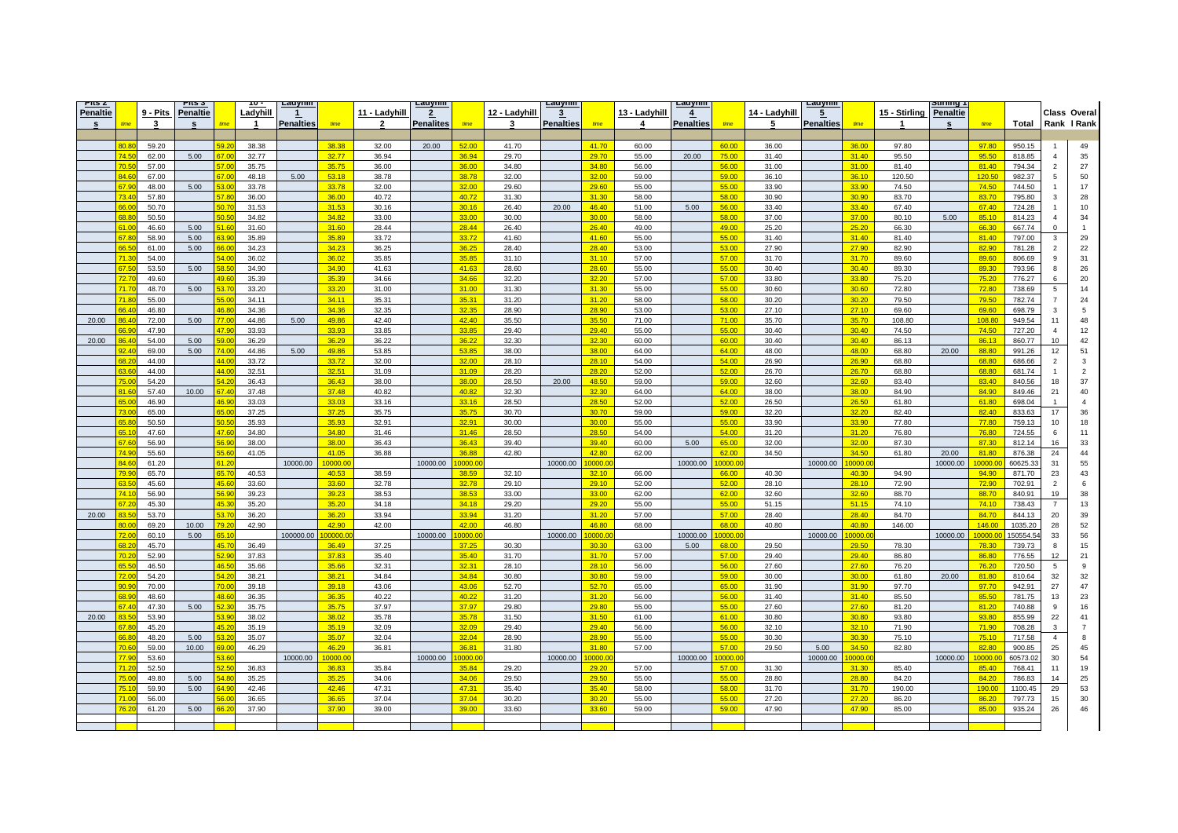| Pits 2 Penalties | time | 9 - Pits 3 | Pits 3 Penalties | time | 10 - Ladyhill 1 | Ladyhill 1 Penalties | time | 11 - Ladyhill 2 | Ladyhill 2 Penalties | time | 12 - Ladyhill 3 | Ladyhill 3 Penalties | time | 13 - Ladyhill 4 | Ladyhill 4 Penalties | time | 14 - Ladyhill 5 | Ladyhill 5 Penalties | time | 15 - Stirling 1 | Stirling 1 Penalties | time | Total | Class Rank | Overal l Rank |
|---|---|---|---|---|---|---|---|---|---|---|---|---|---|---|---|---|---|---|---|---|---|---|---|---|---|
| | 80.80 | 59.20 | | 59.20 | 38.38 | | 38.38 | 32.00 | 20.00 | 52.00 | 41.70 | | 41.70 | 60.00 | | 60.00 | 36.00 | | 36.00 | 97.80 | | 97.80 | 950.15 | 1 | 49 |
| | 74.50 | 62.00 | 5.00 | 67.00 | 32.77 | | 32.77 | 36.94 | | 36.94 | 29.70 | | 29.70 | 55.00 | 20.00 | 75.00 | 31.40 | | 31.40 | 95.50 | | 95.50 | 818.85 | 4 | 35 |
| | 70.50 | 57.00 | | 57.00 | 35.75 | | 35.75 | 36.00 | | 36.00 | 34.80 | | 34.80 | 56.00 | | 56.00 | 31.00 | | 31.00 | 81.40 | | 81.40 | 794.34 | 2 | 27 |
| | 84.60 | 67.00 | | 67.00 | 48.18 | 5.00 | 53.18 | 38.78 | | 38.78 | 32.00 | | 32.00 | 59.00 | | 59.00 | 36.10 | | 36.10 | 120.50 | | 120.50 | 982.37 | 5 | 50 |
| | 67.90 | 48.00 | 5.00 | 53.00 | 33.78 | | 33.78 | 32.00 | | 32.00 | 29.60 | | 29.60 | 55.00 | | 55.00 | 33.90 | | 33.90 | 74.50 | | 74.50 | 744.50 | 1 | 17 |
| | 73.40 | 57.80 | | 57.80 | 36.00 | | 36.00 | 40.72 | | 40.72 | 31.30 | | 31.30 | 58.00 | | 58.00 | 30.90 | | 30.90 | 83.70 | | 83.70 | 795.80 | 3 | 28 |
| | 66.00 | 50.70 | | 50.70 | 31.53 | | 31.53 | 30.16 | | 30.16 | 26.40 | 20.00 | 46.40 | 51.00 | 5.00 | 56.00 | 33.40 | | 33.40 | 67.40 | | 67.40 | 724.28 | 1 | 10 |
| | 68.80 | 50.50 | | 50.50 | 34.82 | | 34.82 | 33.00 | | 33.00 | 30.00 | | 30.00 | 58.00 | | 58.00 | 37.00 | | 37.00 | 80.10 | 5.00 | 85.10 | 814.23 | 4 | 34 |
| | 61.00 | 46.60 | 5.00 | 51.60 | 31.60 | | 31.60 | 28.44 | | 28.44 | 26.40 | | 26.40 | 49.00 | | 49.00 | 25.20 | | 25.20 | 66.30 | | 66.30 | 667.74 | 0 | 1 |
| | 67.80 | 58.90 | 5.00 | 63.90 | 35.89 | | 35.89 | 33.72 | | 33.72 | 41.60 | | 41.60 | 55.00 | | 55.00 | 31.40 | | 31.40 | 81.40 | | 81.40 | 797.00 | 3 | 29 |
| | 66.50 | 61.00 | 5.00 | 66.00 | 34.23 | | 34.23 | 36.25 | | 36.25 | 28.40 | | 28.40 | 53.00 | | 53.00 | 27.90 | | 27.90 | 82.90 | | 82.90 | 781.28 | 2 | 22 |
| | 71.30 | 54.00 | | 54.00 | 36.02 | | 36.02 | 35.85 | | 35.85 | 31.10 | | 31.10 | 57.00 | | 57.00 | 31.70 | | 31.70 | 89.60 | | 89.60 | 806.69 | 9 | 31 |
| | 67.50 | 53.50 | 5.00 | 58.50 | 34.90 | | 34.90 | 41.63 | | 41.63 | 28.60 | | 28.60 | 55.00 | | 55.00 | 30.40 | | 30.40 | 89.30 | | 89.30 | 793.96 | 8 | 26 |
| | 72.70 | 49.60 | | 49.60 | 35.39 | | 35.39 | 34.66 | | 34.66 | 32.20 | | 32.20 | 57.00 | | 57.00 | 33.80 | | 33.80 | 75.20 | | 75.20 | 776.27 | 6 | 20 |
| | 71.70 | 48.70 | 5.00 | 53.70 | 33.20 | | 33.20 | 31.00 | | 31.00 | 31.30 | | 31.30 | 55.00 | | 55.00 | 30.60 | | 30.60 | 72.80 | | 72.80 | 738.69 | 5 | 14 |
| | 71.80 | 55.00 | | 55.00 | 34.11 | | 34.11 | 35.31 | | 35.31 | 31.20 | | 31.20 | 58.00 | | 58.00 | 30.20 | | 30.20 | 79.50 | | 79.50 | 782.74 | 7 | 24 |
| | 66.40 | 46.80 | | 46.80 | 34.36 | | 34.36 | 32.35 | | 32.35 | 28.90 | | 28.90 | 53.00 | | 53.00 | 27.10 | | 27.10 | 69.60 | | 69.60 | 698.79 | 3 | 5 |
| 20.00 | 86.40 | 72.00 | 5.00 | 77.00 | 44.86 | 5.00 | 49.86 | 42.40 | | 42.40 | 35.50 | | 35.50 | 71.00 | | 71.00 | 35.70 | | 35.70 | 108.80 | | 108.80 | 949.54 | 11 | 48 |
| | 66.90 | 47.90 | | 47.90 | 33.93 | | 33.93 | 33.85 | | 33.85 | 29.40 | | 29.40 | 55.00 | | 55.00 | 30.40 | | 30.40 | 74.50 | | 74.50 | 727.20 | 4 | 12 |
| 20.00 | 86.40 | 54.00 | 5.00 | 59.00 | 36.29 | | 36.29 | 36.22 | | 36.22 | 32.30 | | 32.30 | 60.00 | | 60.00 | 30.40 | | 30.40 | 86.13 | | 86.13 | 860.77 | 10 | 42 |
| | 92.40 | 69.00 | 5.00 | 74.00 | 44.86 | 5.00 | 49.86 | 53.85 | | 53.85 | 38.00 | | 38.00 | 64.00 | | 64.00 | 48.00 | | 48.00 | 68.80 | 20.00 | 88.80 | 991.26 | 12 | 51 |
| | 68.20 | 44.00 | | 44.00 | 33.72 | | 33.72 | 32.00 | | 32.00 | 28.10 | | 28.10 | 54.00 | | 54.00 | 26.90 | | 26.90 | 68.80 | | 68.80 | 686.66 | 2 | 3 |
| | 63.60 | 44.00 | | 44.00 | 32.51 | | 32.51 | 31.09 | | 31.09 | 28.20 | | 28.20 | 52.00 | | 52.00 | 26.70 | | 26.70 | 68.80 | | 68.80 | 681.74 | 1 | 2 |
| | 75.00 | 54.20 | | 54.20 | 36.43 | | 36.43 | 38.00 | | 38.00 | 28.50 | 20.00 | 48.50 | 59.00 | | 59.00 | 32.60 | | 32.60 | 83.40 | | 83.40 | 840.56 | 18 | 37 |
| | 81.60 | 57.40 | 10.00 | 67.40 | 37.48 | | 37.48 | 40.82 | | 40.82 | 32.30 | | 32.30 | 64.00 | | 64.00 | 38.00 | | 38.00 | 84.90 | | 84.90 | 849.46 | 21 | 40 |
| | 65.00 | 46.90 | | 46.90 | 33.03 | | 33.03 | 33.16 | | 33.16 | 28.50 | | 28.50 | 52.00 | | 52.00 | 26.50 | | 26.50 | 61.80 | | 61.80 | 698.04 | 1 | 4 |
| | 73.00 | 65.00 | | 65.00 | 37.25 | | 37.25 | 35.75 | | 35.75 | 30.70 | | 30.70 | 59.00 | | 59.00 | 32.20 | | 32.20 | 82.40 | | 82.40 | 833.63 | 17 | 36 |
| | 65.80 | 50.50 | | 50.50 | 35.93 | | 35.93 | 32.91 | | 32.91 | 30.00 | | 30.00 | 55.00 | | 55.00 | 33.90 | | 33.90 | 77.80 | | 77.80 | 759.13 | 10 | 18 |
| | 65.10 | 47.60 | | 47.60 | 34.80 | | 34.80 | 31.46 | | 31.46 | 28.50 | | 28.50 | 54.00 | | 54.00 | 31.20 | | 31.20 | 76.80 | | 76.80 | 724.55 | 6 | 11 |
| | 67.60 | 56.90 | | 56.90 | 38.00 | | 38.00 | 36.43 | | 36.43 | 39.40 | | 39.40 | 60.00 | 5.00 | 65.00 | 32.00 | | 32.00 | 87.30 | | 87.30 | 812.14 | 16 | 33 |
| | 74.90 | 55.60 | | 55.60 | 41.05 | | 41.05 | 36.88 | | 36.88 | 42.80 | | 42.80 | 62.00 | | 62.00 | 34.50 | | 34.50 | 61.80 | 20.00 | 81.80 | 876.38 | 24 | 44 |
| | 84.60 | 61.20 | | 61.20 | | 10000.00 | 10000.00 | | 10000.00 | 10000.00 | | 10000.00 | 10000.00 | | 10000.00 | 10000.00 | | 10000.00 | 10000.00 | | 10000.00 | 10000.00 | 60625.33 | 31 | 55 |
| | 79.90 | 65.70 | | 65.70 | 40.53 | | 40.53 | 38.59 | | 38.59 | 32.10 | | 32.10 | 66.00 | | 66.00 | 40.30 | | 40.30 | 94.90 | | 94.90 | 871.70 | 23 | 43 |
| | 63.50 | 45.60 | | 45.60 | 33.60 | | 33.60 | 32.78 | | 32.78 | 29.10 | | 29.10 | 52.00 | | 52.00 | 28.10 | | 28.10 | 72.90 | | 72.90 | 702.91 | 2 | 6 |
| | 74.10 | 56.90 | | 56.90 | 39.23 | | 39.23 | 38.53 | | 38.53 | 33.00 | | 33.00 | 62.00 | | 62.00 | 32.60 | | 32.60 | 88.70 | | 88.70 | 840.91 | 19 | 38 |
| | 67.20 | 45.30 | | 45.30 | 35.20 | | 35.20 | 34.18 | | 34.18 | 29.20 | | 29.20 | 55.00 | | 55.00 | 51.15 | | 51.15 | 74.10 | | 74.10 | 738.43 | 7 | 13 |
| 20.00 | 83.50 | 53.70 | | 53.70 | 36.20 | | 36.20 | 33.94 | | 33.94 | 31.20 | | 31.20 | 57.00 | | 57.00 | 28.40 | | 28.40 | 84.70 | | 84.70 | 844.13 | 20 | 39 |
| | 80.00 | 69.20 | 10.00 | 79.20 | 42.90 | | 42.90 | 42.00 | | 42.00 | 46.80 | | 46.80 | 68.00 | | 68.00 | 40.80 | | 40.80 | 146.00 | | 146.00 | 1035.20 | 28 | 52 |
| | 72.00 | 60.10 | 5.00 | 65.10 | | 100000.00 | 100000.00 | | 10000.00 | 10000.00 | | 10000.00 | 10000.00 | | 10000.00 | 10000.00 | | 10000.00 | 10000.00 | | 10000.00 | 10000.00 | 150554.54 | 33 | 56 |
| | 68.20 | 45.70 | | 45.70 | 36.49 | | 36.49 | 37.25 | | 37.25 | 30.30 | | 30.30 | 63.00 | 5.00 | 68.00 | 29.50 | | 29.50 | 78.30 | | 78.30 | 739.73 | 8 | 15 |
| | 70.20 | 52.90 | | 52.90 | 37.83 | | 37.83 | 35.40 | | 35.40 | 31.70 | | 31.70 | 57.00 | | 57.00 | 29.40 | | 29.40 | 86.80 | | 86.80 | 776.55 | 12 | 21 |
| | 65.50 | 46.50 | | 46.50 | 35.66 | | 35.66 | 32.31 | | 32.31 | 28.10 | | 28.10 | 56.00 | | 56.00 | 27.60 | | 27.60 | 76.20 | | 76.20 | 720.50 | 5 | 9 |
| | 72.00 | 54.20 | | 54.20 | 38.21 | | 38.21 | 34.84 | | 34.84 | 30.80 | | 30.80 | 59.00 | | 59.00 | 30.00 | | 30.00 | 61.80 | 20.00 | 81.80 | 810.64 | 32 | 32 |
| | 90.90 | 70.00 | | 70.00 | 39.18 | | 39.18 | 43.06 | | 43.06 | 52.70 | | 52.70 | 65.00 | | 65.00 | 31.90 | | 31.90 | 97.70 | | 97.70 | 942.91 | 27 | 47 |
| | 68.90 | 48.60 | | 48.60 | 36.35 | | 36.35 | 40.22 | | 40.22 | 31.20 | | 31.20 | 56.00 | | 56.00 | 31.40 | | 31.40 | 85.50 | | 85.50 | 781.75 | 13 | 23 |
| | 67.40 | 47.30 | 5.00 | 52.30 | 35.75 | | 35.75 | 37.97 | | 37.97 | 29.80 | | 29.80 | 55.00 | | 55.00 | 27.60 | | 27.60 | 81.20 | | 81.20 | 740.88 | 9 | 16 |
| 20.00 | 83.50 | 53.90 | | 53.90 | 38.02 | | 38.02 | 35.78 | | 35.78 | 31.50 | | 31.50 | 61.00 | | 61.00 | 30.80 | | 30.80 | 93.80 | | 93.80 | 855.99 | 22 | 41 |
| | 67.80 | 45.20 | | 45.20 | 35.19 | | 35.19 | 32.09 | | 32.09 | 29.40 | | 29.40 | 56.00 | | 56.00 | 32.10 | | 32.10 | 71.90 | | 71.90 | 708.28 | 3 | 7 |
| | 66.80 | 48.20 | 5.00 | 53.20 | 35.07 | | 35.07 | 32.04 | | 32.04 | 28.90 | | 28.90 | 55.00 | | 55.00 | 30.30 | | 30.30 | 75.10 | | 75.10 | 717.58 | 4 | 8 |
| | 70.60 | 59.00 | 10.00 | 69.00 | 46.29 | | 46.29 | 36.81 | | 36.81 | 31.80 | | 31.80 | 57.00 | | 57.00 | 29.50 | 5.00 | 34.50 | 82.80 | | 82.80 | 900.85 | 25 | 45 |
| | 77.90 | 53.60 | | 53.60 | | 10000.00 | 10000.00 | | 10000.00 | 10000.00 | | 10000.00 | 10000.00 | | 10000.00 | 10000.00 | | 10000.00 | 10000.00 | | 10000.00 | 10000.00 | 60573.02 | 30 | 54 |
| | 71.20 | 52.50 | | 52.50 | 36.83 | | 36.83 | 35.84 | | 35.84 | 29.20 | | 29.20 | 57.00 | | 57.00 | 31.30 | | 31.30 | 85.40 | | 85.40 | 768.41 | 11 | 19 |
| | 75.00 | 49.80 | 5.00 | 54.80 | 35.25 | | 35.25 | 34.06 | | 34.06 | 29.50 | | 29.50 | 55.00 | | 55.00 | 28.80 | | 28.80 | 84.20 | | 84.20 | 786.83 | 14 | 25 |
| | 75.10 | 59.90 | 5.00 | 64.90 | 42.46 | | 42.46 | 47.31 | | 47.31 | 35.40 | | 35.40 | 58.00 | | 58.00 | 31.70 | | 31.70 | 190.00 | | 190.00 | 1100.45 | 29 | 53 |
| | 71.00 | 56.00 | | 56.00 | 36.65 | | 36.65 | 37.04 | | 37.04 | 30.20 | | 30.20 | 55.00 | | 55.00 | 27.20 | | 27.20 | 86.20 | | 86.20 | 797.73 | 15 | 30 |
| | 76.20 | 61.20 | 5.00 | 66.20 | 37.90 | | 37.90 | 39.00 | | 39.00 | 33.60 | | 33.60 | 59.00 | | 59.00 | 47.90 | | 47.90 | 85.00 | | 85.00 | 935.24 | 26 | 46 |